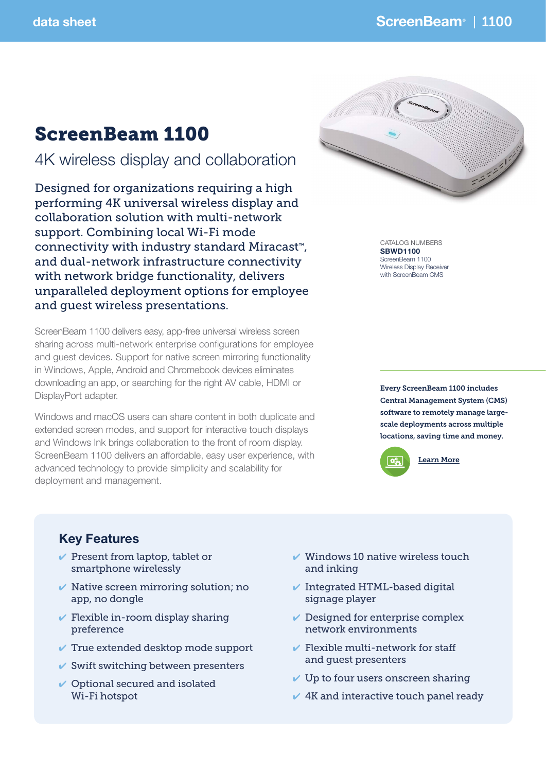# ScreenBeam 1100

## 4K wireless display and collaboration

Designed for organizations requiring a high performing 4K universal wireless display and collaboration solution with multi-network support. Combining local Wi-Fi mode connectivity with industry standard Miracast™, and dual-network infrastructure connectivity with network bridge functionality, delivers unparalleled deployment options for employee and guest wireless presentations.

ScreenBeam 1100 delivers easy, app-free universal wireless screen sharing across multi-network enterprise configurations for employee and guest devices. Support for native screen mirroring functionality in Windows, Apple, Android and Chromebook devices eliminates downloading an app, or searching for the right AV cable, HDMI or DisplayPort adapter.

Windows and macOS users can share content in both duplicate and extended screen modes, and support for interactive touch displays and Windows Ink brings collaboration to the front of room display. ScreenBeam 1100 delivers an affordable, easy user experience, with advanced technology to provide simplicity and scalability for deployment and management.

CATALOG NUMBERS
**SBWD1100**
ScreenBeam 1100
Wireless Display Receiver
with ScreenBeam CMS

**Every ScreenBeam 1100 includes Central Management System (CMS) software to remotely manage large-scale deployments across multiple locations, saving time and money.**

Learn More

## Key Features

- Present from laptop, tablet or smartphone wirelessly
- Native screen mirroring solution; no app, no dongle
- Flexible in-room display sharing preference
- True extended desktop mode support
- Swift switching between presenters
- Optional secured and isolated Wi-Fi hotspot
- Windows 10 native wireless touch and inking
- Integrated HTML-based digital signage player
- Designed for enterprise complex network environments
- Flexible multi-network for staff and guest presenters
- Up to four users onscreen sharing
- 4K and interactive touch panel ready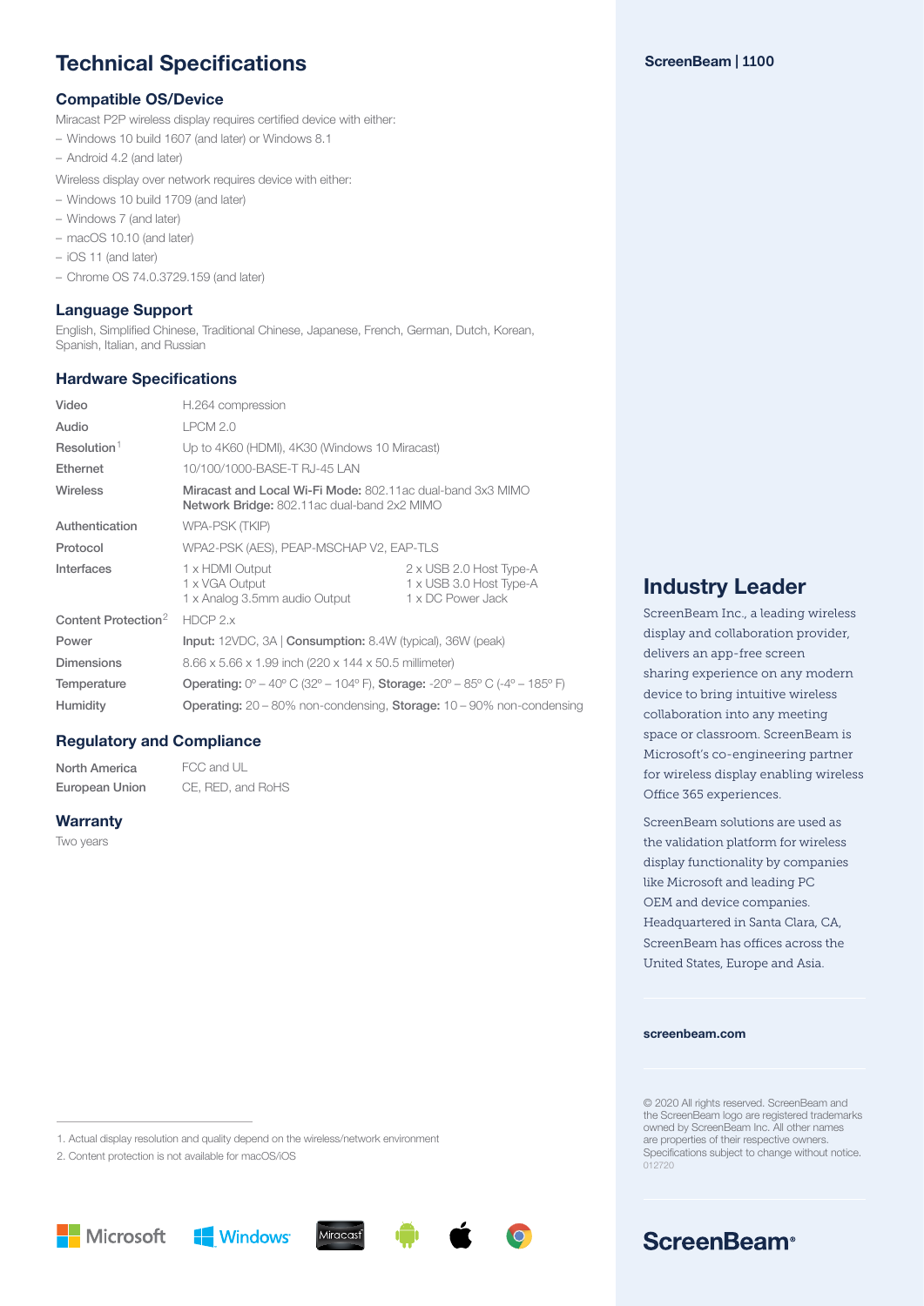# Technical Specifications

## Compatible OS/Device

Miracast P2P wireless display requires certified device with either:

- Windows 10 build 1607 (and later) or Windows 8.1
- Android 4.2 (and later)

Wireless display over network requires device with either:

- Windows 10 build 1709 (and later)
- Windows 7 (and later)
- macOS 10.10 (and later)
- iOS 11 (and later)
- Chrome OS 74.0.3729.159 (and later)

## Language Support

English, Simplified Chinese, Traditional Chinese, Japanese, French, German, Dutch, Korean, Spanish, Italian, and Russian

## Hardware Specifications

| | | |
|---|---|---|
| Video | H.264 compression | |
| Audio | LPCM 2.0 | |
| Resolution[1] | Up to 4K60 (HDMI), 4K30 (Windows 10 Miracast) | |
| Ethernet | 10/100/1000-BASE-T RJ-45 LAN | |
| Wireless | **Miracast and Local Wi-Fi Mode:** 802.11ac dual-band 3x3 MIMO<br>**Network Bridge:** 802.11ac dual-band 2x2 MIMO | |
| Authentication | WPA-PSK (TKIP) | |
| Protocol | WPA2-PSK (AES), PEAP-MSCHAP V2, EAP-TLS | |
| Interfaces | 1 x HDMI Output<br>1 x VGA Output<br>1 x Analog 3.5mm audio Output | 2 x USB 2.0 Host Type-A<br>1 x USB 3.0 Host Type-A<br>1 x DC Power Jack |
| Content Protection[2] | HDCP 2.x | |
| Power | **Input:** 12VDC, 3A \| **Consumption:** 8.4W (typical), 36W (peak) | |
| Dimensions | 8.66 x 5.66 x 1.99 inch (220 x 144 x 50.5 millimeter) | |
| Temperature | **Operating:** 0º – 40º C (32º – 104º F), **Storage:** -20º – 85º C (-4º – 185º F) | |
| Humidity | **Operating:** 20 – 80% non-condensing, **Storage:** 10 – 90% non-condensing | |

## Regulatory and Compliance

| | |
|---|---|
| North America | FCC and UL |
| European Union | CE, RED, and RoHS |

## Warranty

Two years

1. Actual display resolution and quality depend on the wireless/network environment
2. Content protection is not available for macOS/iOS

**ScreenBeam | 1100**

## Industry Leader

ScreenBeam Inc., a leading wireless display and collaboration provider, delivers an app-free screen sharing experience on any modern device to bring intuitive wireless collaboration into any meeting space or classroom. ScreenBeam is Microsoft's co-engineering partner for wireless display enabling wireless Office 365 experiences.

ScreenBeam solutions are used as the validation platform for wireless display functionality by companies like Microsoft and leading PC OEM and device companies. Headquartered in Santa Clara, CA, ScreenBeam has offices across the United States, Europe and Asia.

**screenbeam.com**

© 2020 All rights reserved. ScreenBeam and the ScreenBeam logo are registered trademarks owned by ScreenBeam Inc. All other names are properties of their respective owners. Specifications subject to change without notice.
012720